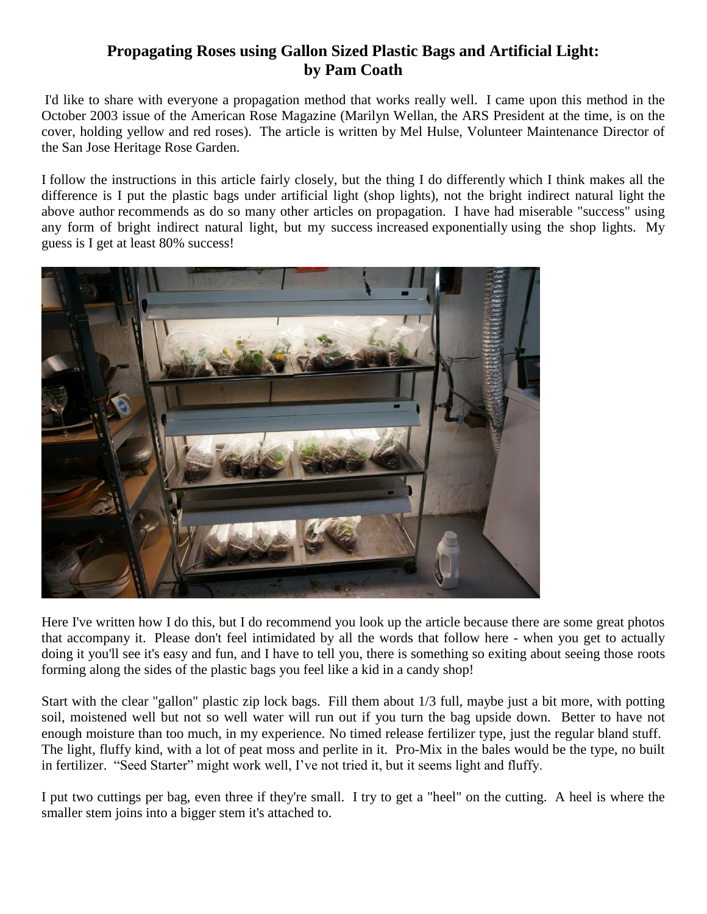# Propagating Roses using Gallon Sized Plastic Bags and Artificial Light: by Pam Coath

I'd like to share with everyone a propagation method that works really well. I came upon this method in the October 2003 issue of the American Rose Magazine (Marilyn Wellan, the ARS President at the time, is on the cover, holding yellow and red roses). The article is written by Mel Hulse, Volunteer Maintenance Director of the San Jose Heritage Rose Garden.

I follow the instructions in this article fairly closely, but the thing I do differently which I think makes all the difference is I put the plastic bags under artificial light (shop lights), not the bright indirect natural light the above author recommends as do so many other articles on propagation. I have had miserable "success" using any form of bright indirect natural light, but my success increased exponentially using the shop lights. My guess is I get at least 80% success!

Here I've written how I do this, but I do recommend you look up the article because there are some great photos that accompany it. Please don't feel intimidated by all the words that follow here - when you get to actually doing it you'll see it's easy and fun, and I have to tell you, there is something so exiting about seeing those roots forming along the sides of the plastic bags you feel like a kid in a candy shop!

Start with the clear "gallon" plastic zip lock bags. Fill them about 1/3 full, maybe just a bit more, with potting soil, moistened well but not so well water will run out if you turn the bag upside down. Better to have not enough moisture than too much, in my experience. No timed release fertilizer type, just the regular bland stuff. The light, fluffy kind, with a lot of peat moss and perlite in it. Pro-Mix in the bales would be the type, no built in fertilizer. "Seed Starter" might work well, I've not tried it, but it seems light and fluffy.

I put two cuttings per bag, even three if they're small. I try to get a "heel" on the cutting. A heel is where the smaller stem joins into a bigger stem it's attached to.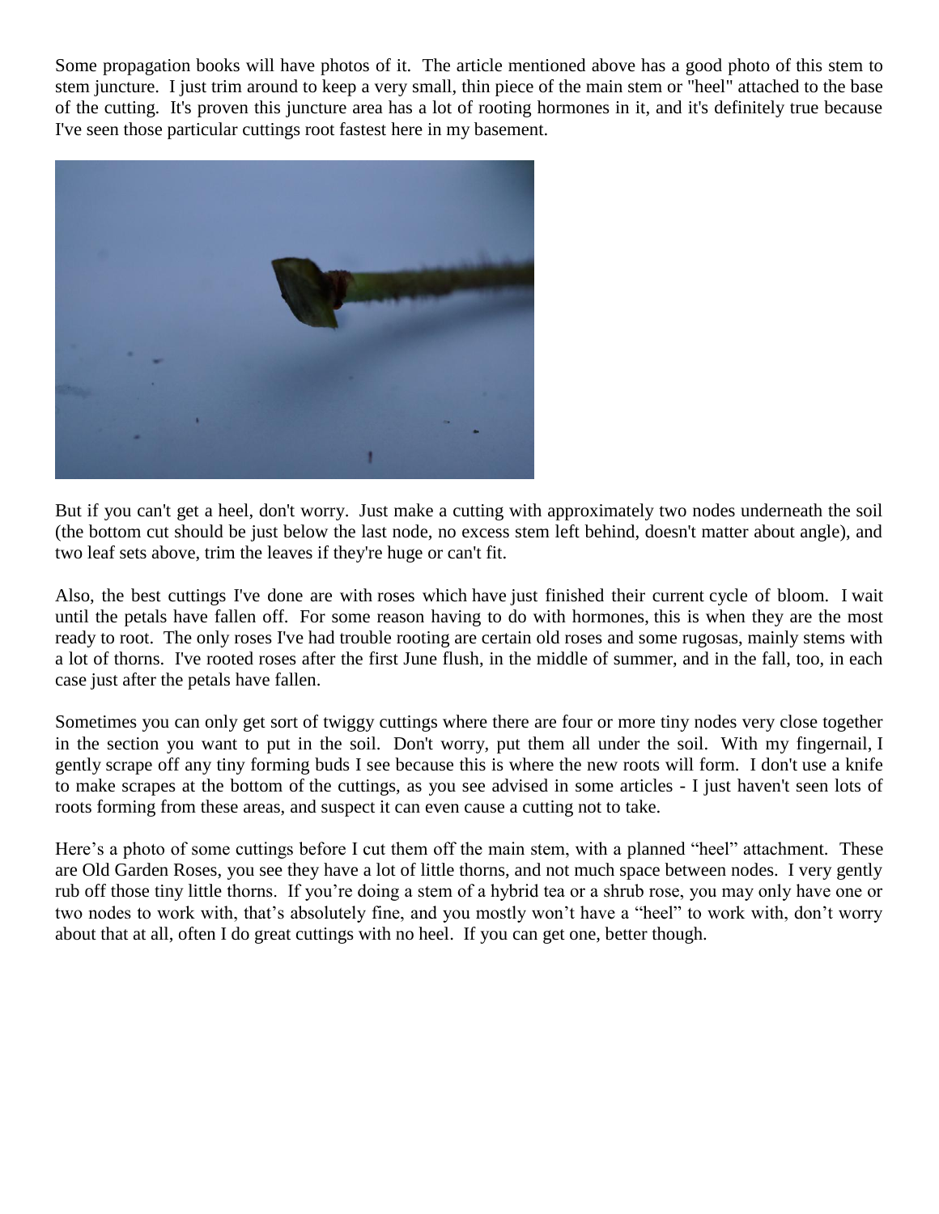Some propagation books will have photos of it. The article mentioned above has a good photo of this stem to stem juncture. I just trim around to keep a very small, thin piece of the main stem or "heel" attached to the base of the cutting. It's proven this juncture area has a lot of rooting hormones in it, and it's definitely true because I've seen those particular cuttings root fastest here in my basement.

But if you can't get a heel, don't worry. Just make a cutting with approximately two nodes underneath the soil (the bottom cut should be just below the last node, no excess stem left behind, doesn't matter about angle), and two leaf sets above, trim the leaves if they're huge or can't fit.

Also, the best cuttings I've done are with roses which have just finished their current cycle of bloom. I wait until the petals have fallen off. For some reason having to do with hormones, this is when they are the most ready to root. The only roses I've had trouble rooting are certain old roses and some rugosas, mainly stems with a lot of thorns. I've rooted roses after the first June flush, in the middle of summer, and in the fall, too, in each case just after the petals have fallen.

Sometimes you can only get sort of twiggy cuttings where there are four or more tiny nodes very close together in the section you want to put in the soil. Don't worry, put them all under the soil. With my fingernail, I gently scrape off any tiny forming buds I see because this is where the new roots will form. I don't use a knife to make scrapes at the bottom of the cuttings, as you see advised in some articles - I just haven't seen lots of roots forming from these areas, and suspect it can even cause a cutting not to take.

Here's a photo of some cuttings before I cut them off the main stem, with a planned "heel" attachment. These are Old Garden Roses, you see they have a lot of little thorns, and not much space between nodes. I very gently rub off those tiny little thorns. If you're doing a stem of a hybrid tea or a shrub rose, you may only have one or two nodes to work with, that's absolutely fine, and you mostly won't have a "heel" to work with, don't worry about that at all, often I do great cuttings with no heel. If you can get one, better though.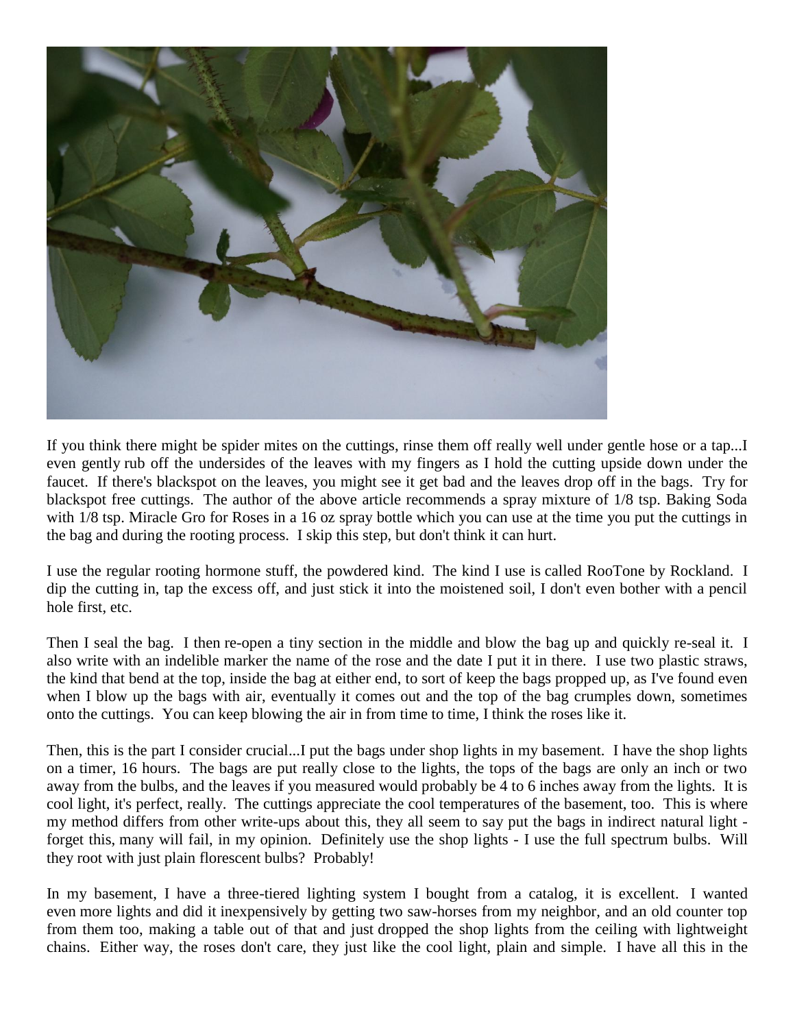If you think there might be spider mites on the cuttings, rinse them off really well under gentle hose or a tap...I even gently rub off the undersides of the leaves with my fingers as I hold the cutting upside down under the faucet. If there's blackspot on the leaves, you might see it get bad and the leaves drop off in the bags. Try for blackspot free cuttings. The author of the above article recommends a spray mixture of 1/8 tsp. Baking Soda with 1/8 tsp. Miracle Gro for Roses in a 16 oz spray bottle which you can use at the time you put the cuttings in the bag and during the rooting process. I skip this step, but don't think it can hurt.

I use the regular rooting hormone stuff, the powdered kind. The kind I use is called RooTone by Rockland. I dip the cutting in, tap the excess off, and just stick it into the moistened soil, I don't even bother with a pencil hole first, etc.

Then I seal the bag. I then re-open a tiny section in the middle and blow the bag up and quickly re-seal it. I also write with an indelible marker the name of the rose and the date I put it in there. I use two plastic straws, the kind that bend at the top, inside the bag at either end, to sort of keep the bags propped up, as I've found even when I blow up the bags with air, eventually it comes out and the top of the bag crumples down, sometimes onto the cuttings. You can keep blowing the air in from time to time, I think the roses like it.

Then, this is the part I consider crucial...I put the bags under shop lights in my basement. I have the shop lights on a timer, 16 hours. The bags are put really close to the lights, the tops of the bags are only an inch or two away from the bulbs, and the leaves if you measured would probably be 4 to 6 inches away from the lights. It is cool light, it's perfect, really. The cuttings appreciate the cool temperatures of the basement, too. This is where my method differs from other write-ups about this, they all seem to say put the bags in indirect natural light - forget this, many will fail, in my opinion. Definitely use the shop lights - I use the full spectrum bulbs. Will they root with just plain florescent bulbs? Probably!

In my basement, I have a three-tiered lighting system I bought from a catalog, it is excellent. I wanted even more lights and did it inexpensively by getting two saw-horses from my neighbor, and an old counter top from them too, making a table out of that and just dropped the shop lights from the ceiling with lightweight chains. Either way, the roses don't care, they just like the cool light, plain and simple. I have all this in the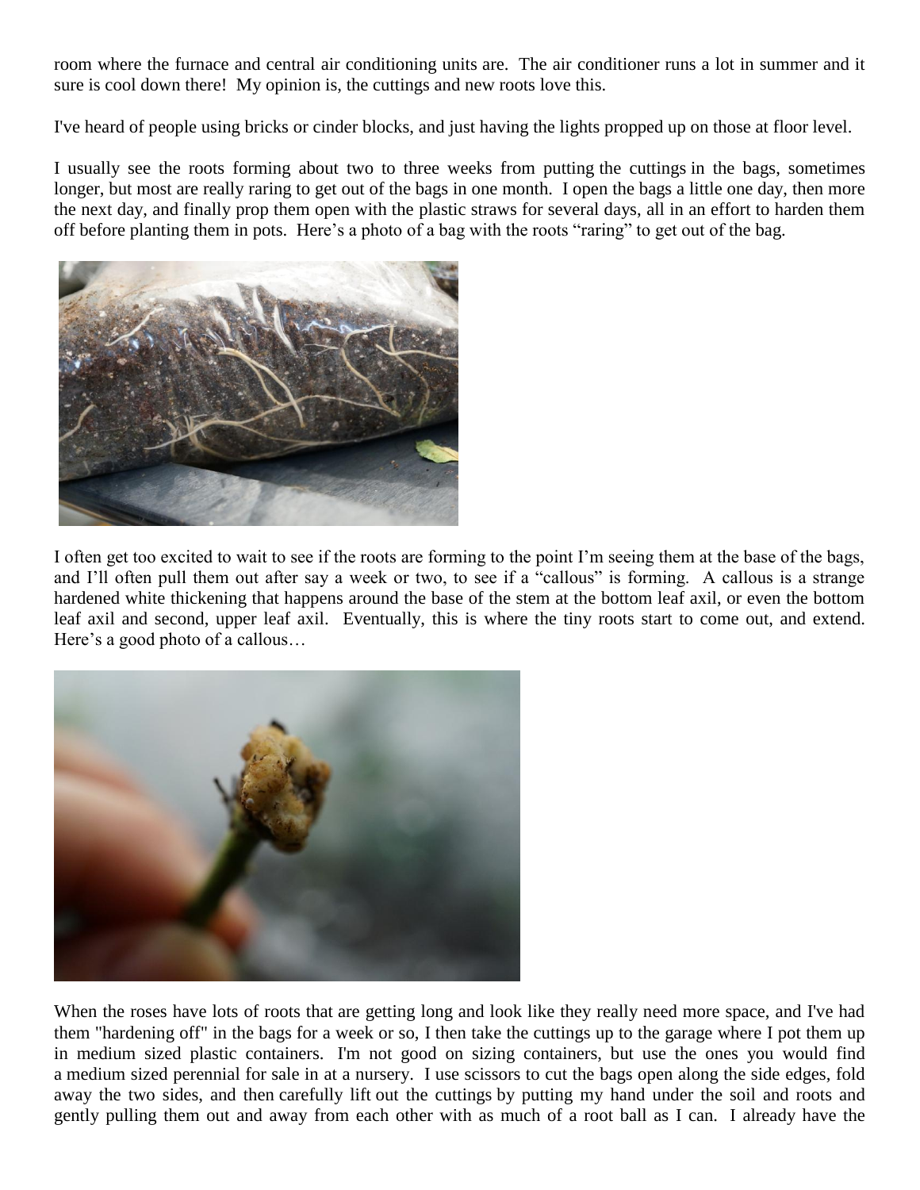room where the furnace and central air conditioning units are. The air conditioner runs a lot in summer and it sure is cool down there! My opinion is, the cuttings and new roots love this.

I've heard of people using bricks or cinder blocks, and just having the lights propped up on those at floor level.

I usually see the roots forming about two to three weeks from putting the cuttings in the bags, sometimes longer, but most are really raring to get out of the bags in one month. I open the bags a little one day, then more the next day, and finally prop them open with the plastic straws for several days, all in an effort to harden them off before planting them in pots. Here's a photo of a bag with the roots "raring" to get out of the bag.

I often get too excited to wait to see if the roots are forming to the point I'm seeing them at the base of the bags, and I'll often pull them out after say a week or two, to see if a "callous" is forming. A callous is a strange hardened white thickening that happens around the base of the stem at the bottom leaf axil, or even the bottom leaf axil and second, upper leaf axil. Eventually, this is where the tiny roots start to come out, and extend. Here's a good photo of a callous…

When the roses have lots of roots that are getting long and look like they really need more space, and I've had them "hardening off" in the bags for a week or so, I then take the cuttings up to the garage where I pot them up in medium sized plastic containers. I'm not good on sizing containers, but use the ones you would find a medium sized perennial for sale in at a nursery. I use scissors to cut the bags open along the side edges, fold away the two sides, and then carefully lift out the cuttings by putting my hand under the soil and roots and gently pulling them out and away from each other with as much of a root ball as I can. I already have the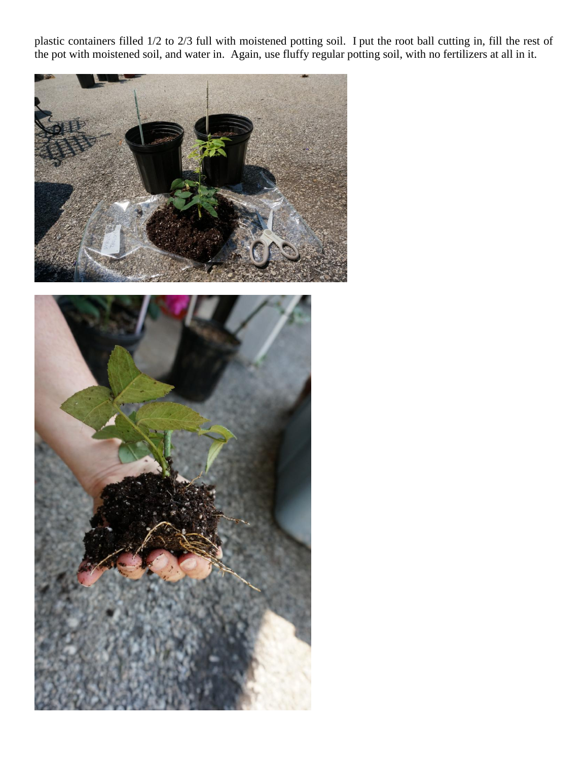plastic containers filled 1/2 to 2/3 full with moistened potting soil. I put the root ball cutting in, fill the rest of the pot with moistened soil, and water in. Again, use fluffy regular potting soil, with no fertilizers at all in it.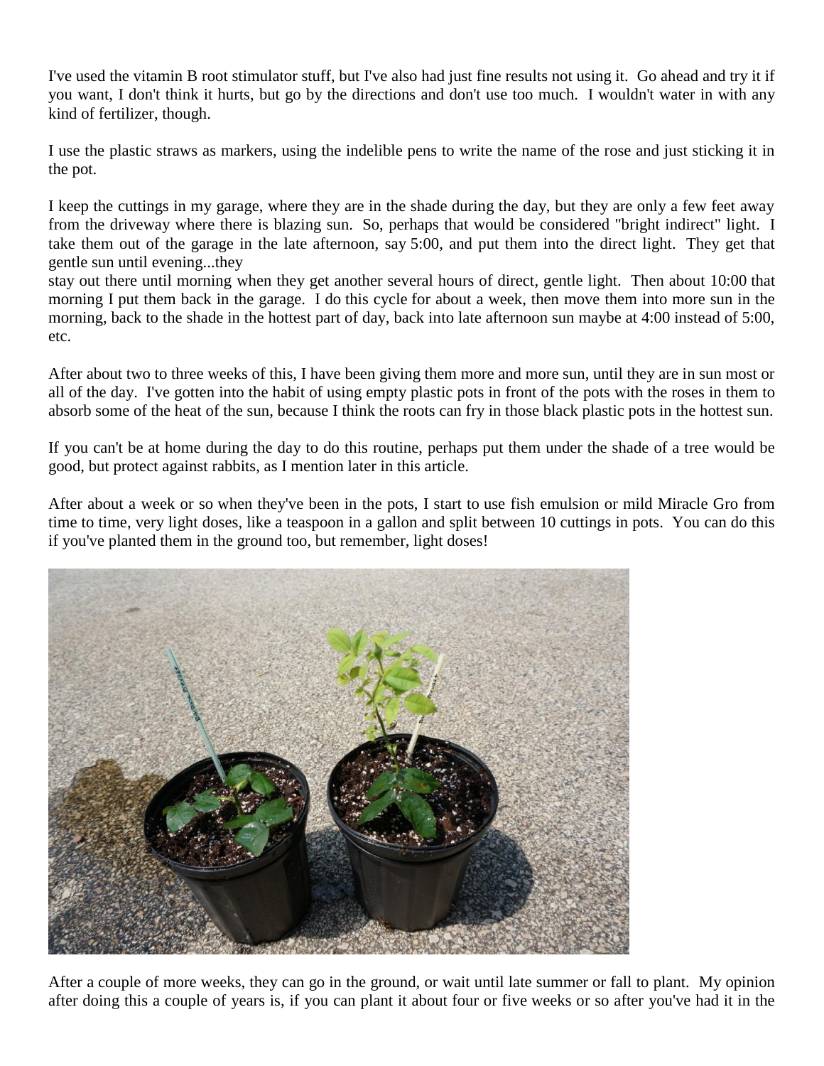I've used the vitamin B root stimulator stuff, but I've also had just fine results not using it. Go ahead and try it if you want, I don't think it hurts, but go by the directions and don't use too much. I wouldn't water in with any kind of fertilizer, though.

I use the plastic straws as markers, using the indelible pens to write the name of the rose and just sticking it in the pot.

I keep the cuttings in my garage, where they are in the shade during the day, but they are only a few feet away from the driveway where there is blazing sun. So, perhaps that would be considered "bright indirect" light. I take them out of the garage in the late afternoon, say 5:00, and put them into the direct light. They get that gentle sun until evening...they
stay out there until morning when they get another several hours of direct, gentle light. Then about 10:00 that morning I put them back in the garage. I do this cycle for about a week, then move them into more sun in the morning, back to the shade in the hottest part of day, back into late afternoon sun maybe at 4:00 instead of 5:00, etc.

After about two to three weeks of this, I have been giving them more and more sun, until they are in sun most or all of the day. I've gotten into the habit of using empty plastic pots in front of the pots with the roses in them to absorb some of the heat of the sun, because I think the roots can fry in those black plastic pots in the hottest sun.

If you can't be at home during the day to do this routine, perhaps put them under the shade of a tree would be good, but protect against rabbits, as I mention later in this article.

After about a week or so when they've been in the pots, I start to use fish emulsion or mild Miracle Gro from time to time, very light doses, like a teaspoon in a gallon and split between 10 cuttings in pots. You can do this if you've planted them in the ground too, but remember, light doses!

After a couple of more weeks, they can go in the ground, or wait until late summer or fall to plant. My opinion after doing this a couple of years is, if you can plant it about four or five weeks or so after you've had it in the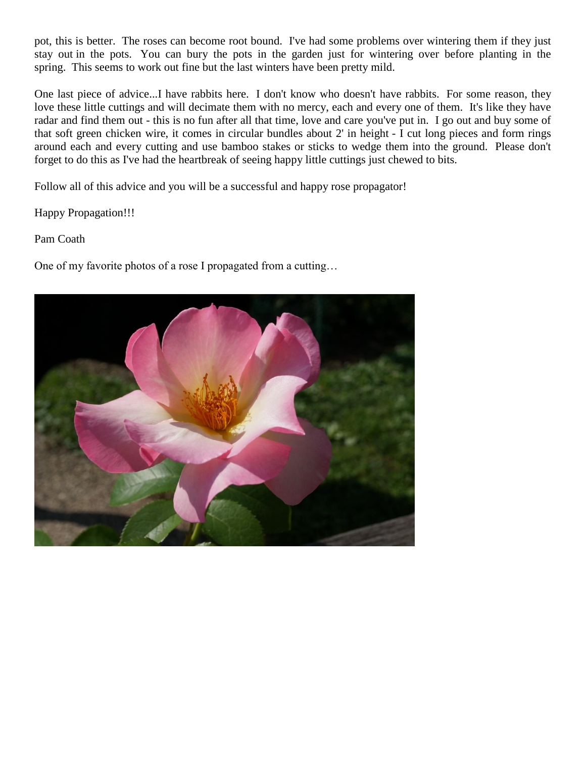pot, this is better. The roses can become root bound. I've had some problems over wintering them if they just stay out in the pots. You can bury the pots in the garden just for wintering over before planting in the spring. This seems to work out fine but the last winters have been pretty mild.

One last piece of advice...I have rabbits here. I don't know who doesn't have rabbits. For some reason, they love these little cuttings and will decimate them with no mercy, each and every one of them. It's like they have radar and find them out - this is no fun after all that time, love and care you've put in. I go out and buy some of that soft green chicken wire, it comes in circular bundles about 2' in height - I cut long pieces and form rings around each and every cutting and use bamboo stakes or sticks to wedge them into the ground. Please don't forget to do this as I've had the heartbreak of seeing happy little cuttings just chewed to bits.

Follow all of this advice and you will be a successful and happy rose propagator!

Happy Propagation!!!

Pam Coath

One of my favorite photos of a rose I propagated from a cutting…